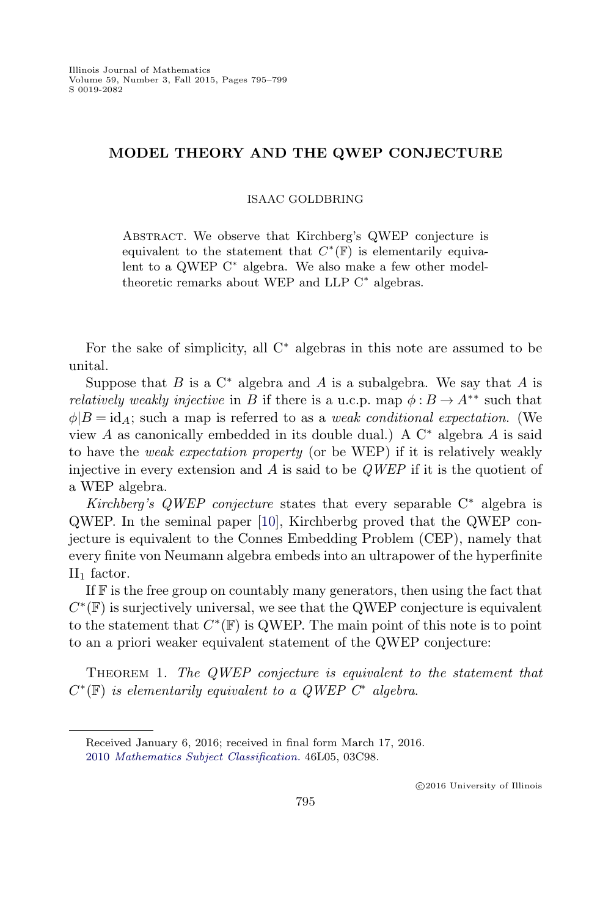# MODEL THEORY AND THE QWEP CONJECTURE

ISAAC GOLDBRING

ABSTRACT. We observe that Kirchberg's QWEP conjecture is equivalent to the statement that $C^*(\mathbb{F})$ is elementarily equivalent to a QWEP C* algebra. We also make a few other model-theoretic remarks about WEP and LLP C* algebras.

For the sake of simplicity, all C* algebras in this note are assumed to be unital.

Suppose that $B$ is a C* algebra and $A$ is a subalgebra. We say that $A$ is *relatively weakly injective* in $B$ if there is a u.c.p. map $\phi : B \to A^{**}$ such that $\phi|B = \mathrm{id}_A$; such a map is referred to as a *weak conditional expectation*. (We view $A$ as canonically embedded in its double dual.) A C* algebra $A$ is said to have the *weak expectation property* (or be WEP) if it is relatively weakly injective in every extension and $A$ is said to be *QWEP* if it is the quotient of a WEP algebra.

*Kirchberg's QWEP conjecture* states that every separable C* algebra is QWEP. In the seminal paper [10], Kirchberbg proved that the QWEP conjecture is equivalent to the Connes Embedding Problem (CEP), namely that every finite von Neumann algebra embeds into an ultrapower of the hyperfinite $\mathrm{II}_1$ factor.

If $\mathbb{F}$ is the free group on countably many generators, then using the fact that $C^*(\mathbb{F})$ is surjectively universal, we see that the QWEP conjecture is equivalent to the statement that $C^*(\mathbb{F})$ is QWEP. The main point of this note is to point to an a priori weaker equivalent statement of the QWEP conjecture:

THEOREM 1. *The QWEP conjecture is equivalent to the statement that $C^*(\mathbb{F})$ is elementarily equivalent to a QWEP C\* algebra.*

Received January 6, 2016; received in final form March 17, 2016.
2010 *Mathematics Subject Classification.* 46L05, 03C98.

©2016 University of Illinois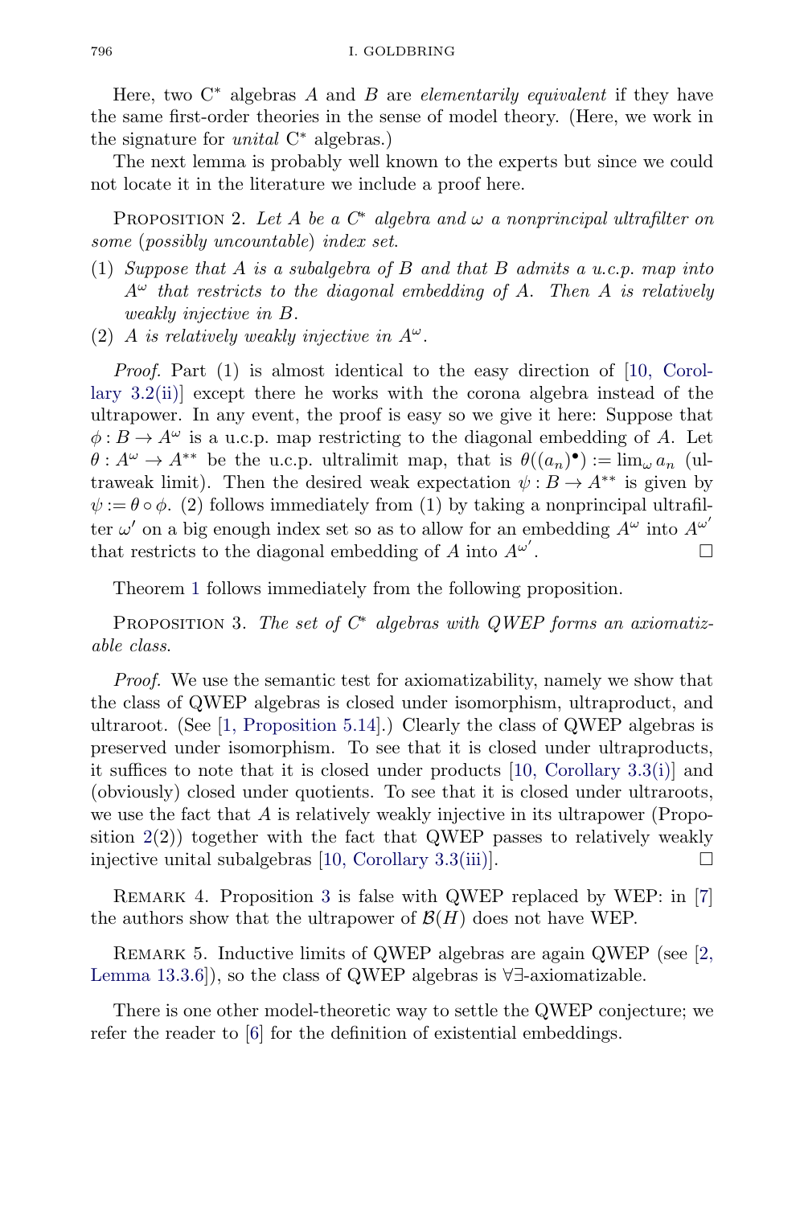Here, two C* algebras $A$ and $B$ are *elementarily equivalent* if they have the same first-order theories in the sense of model theory. (Here, we work in the signature for *unital* C* algebras.)

The next lemma is probably well known to the experts but since we could not locate it in the literature we include a proof here.

Proposition 2. *Let $A$ be a C* algebra and $\omega$ a nonprincipal ultrafilter on some (possibly uncountable) index set.*

1. *Suppose that $A$ is a subalgebra of $B$ and that $B$ admits a u.c.p. map into $A^\omega$ that restricts to the diagonal embedding of $A$. Then $A$ is relatively weakly injective in $B$.*
2. *$A$ is relatively weakly injective in $A^\omega$.*

*Proof.* Part (1) is almost identical to the easy direction of [10, Corollary 3.2(ii)] except there he works with the corona algebra instead of the ultrapower. In any event, the proof is easy so we give it here: Suppose that $\phi : B \to A^\omega$ is a u.c.p. map restricting to the diagonal embedding of $A$. Let $\theta : A^\omega \to A^{**}$ be the u.c.p. ultralimit map, that is $\theta((a_n)^\bullet) := \lim_\omega a_n$ (ultraweak limit). Then the desired weak expectation $\psi : B \to A^{**}$ is given by $\psi := \theta \circ \phi$. (2) follows immediately from (1) by taking a nonprincipal ultrafilter $\omega'$ on a big enough index set so as to allow for an embedding $A^\omega$ into $A^{\omega'}$ that restricts to the diagonal embedding of $A$ into $A^{\omega'}$. □

Theorem 1 follows immediately from the following proposition.

Proposition 3. *The set of C* algebras with QWEP forms an axiomatizable class.*

*Proof.* We use the semantic test for axiomatizability, namely we show that the class of QWEP algebras is closed under isomorphism, ultraproduct, and ultraroot. (See [1, Proposition 5.14].) Clearly the class of QWEP algebras is preserved under isomorphism. To see that it is closed under ultraproducts, it suffices to note that it is closed under products [10, Corollary 3.3(i)] and (obviously) closed under quotients. To see that it is closed under ultraroots, we use the fact that $A$ is relatively weakly injective in its ultrapower (Proposition 2(2)) together with the fact that QWEP passes to relatively weakly injective unital subalgebras [10, Corollary 3.3(iii)]. □

Remark 4. Proposition 3 is false with QWEP replaced by WEP: in [7] the authors show that the ultrapower of $\mathcal{B}(H)$ does not have WEP.

Remark 5. Inductive limits of QWEP algebras are again QWEP (see [2, Lemma 13.3.6]), so the class of QWEP algebras is $\forall\exists$-axiomatizable.

There is one other model-theoretic way to settle the QWEP conjecture; we refer the reader to [6] for the definition of existential embeddings.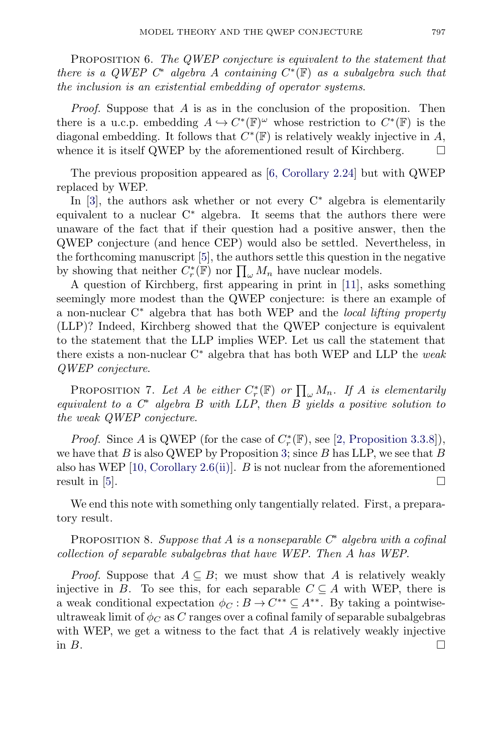**Proposition 6.** *The QWEP conjecture is equivalent to the statement that there is a QWEP $C^*$ algebra $A$ containing $C^*(\mathbb{F})$ as a subalgebra such that the inclusion is an existential embedding of operator systems.*

*Proof.* Suppose that $A$ is as in the conclusion of the proposition. Then there is a u.c.p. embedding $A \hookrightarrow C^*(\mathbb{F})^\omega$ whose restriction to $C^*(\mathbb{F})$ is the diagonal embedding. It follows that $C^*(\mathbb{F})$ is relatively weakly injective in $A$, whence it is itself QWEP by the aforementioned result of Kirchberg. □

The previous proposition appeared as [6, Corollary 2.24] but with QWEP replaced by WEP.

In [3], the authors ask whether or not every $\mathrm{C}^*$ algebra is elementarily equivalent to a nuclear $\mathrm{C}^*$ algebra. It seems that the authors there were unaware of the fact that if their question had a positive answer, then the QWEP conjecture (and hence CEP) would also be settled. Nevertheless, in the forthcoming manuscript [5], the authors settle this question in the negative by showing that neither $C_r^*(\mathbb{F})$ nor $\prod_\omega M_n$ have nuclear models.

A question of Kirchberg, first appearing in print in [11], asks something seemingly more modest than the QWEP conjecture: is there an example of a non-nuclear $\mathrm{C}^*$ algebra that has both WEP and the *local lifting property* (LLP)? Indeed, Kirchberg showed that the QWEP conjecture is equivalent to the statement that the LLP implies WEP. Let us call the statement that there exists a non-nuclear $\mathrm{C}^*$ algebra that has both WEP and LLP the *weak QWEP conjecture*.

**Proposition 7.** *Let $A$ be either $C_r^*(\mathbb{F})$ or $\prod_\omega M_n$. If $A$ is elementarily equivalent to a $C^*$ algebra $B$ with LLP, then $B$ yields a positive solution to the weak QWEP conjecture.*

*Proof.* Since $A$ is QWEP (for the case of $C_r^*(\mathbb{F})$, see [2, Proposition 3.3.8]), we have that $B$ is also QWEP by Proposition 3; since $B$ has LLP, we see that $B$ also has WEP [10, Corollary 2.6(ii)]. $B$ is not nuclear from the aforementioned result in [5]. □

We end this note with something only tangentially related. First, a preparatory result.

**Proposition 8.** *Suppose that $A$ is a nonseparable $C^*$ algebra with a cofinal collection of separable subalgebras that have WEP. Then $A$ has WEP.*

*Proof.* Suppose that $A \subseteq B$; we must show that $A$ is relatively weakly injective in $B$. To see this, for each separable $C \subseteq A$ with WEP, there is a weak conditional expectation $\phi_C : B \to C^{**} \subseteq A^{**}$. By taking a pointwise-ultraweak limit of $\phi_C$ as $C$ ranges over a cofinal family of separable subalgebras with WEP, we get a witness to the fact that $A$ is relatively weakly injective in $B$. □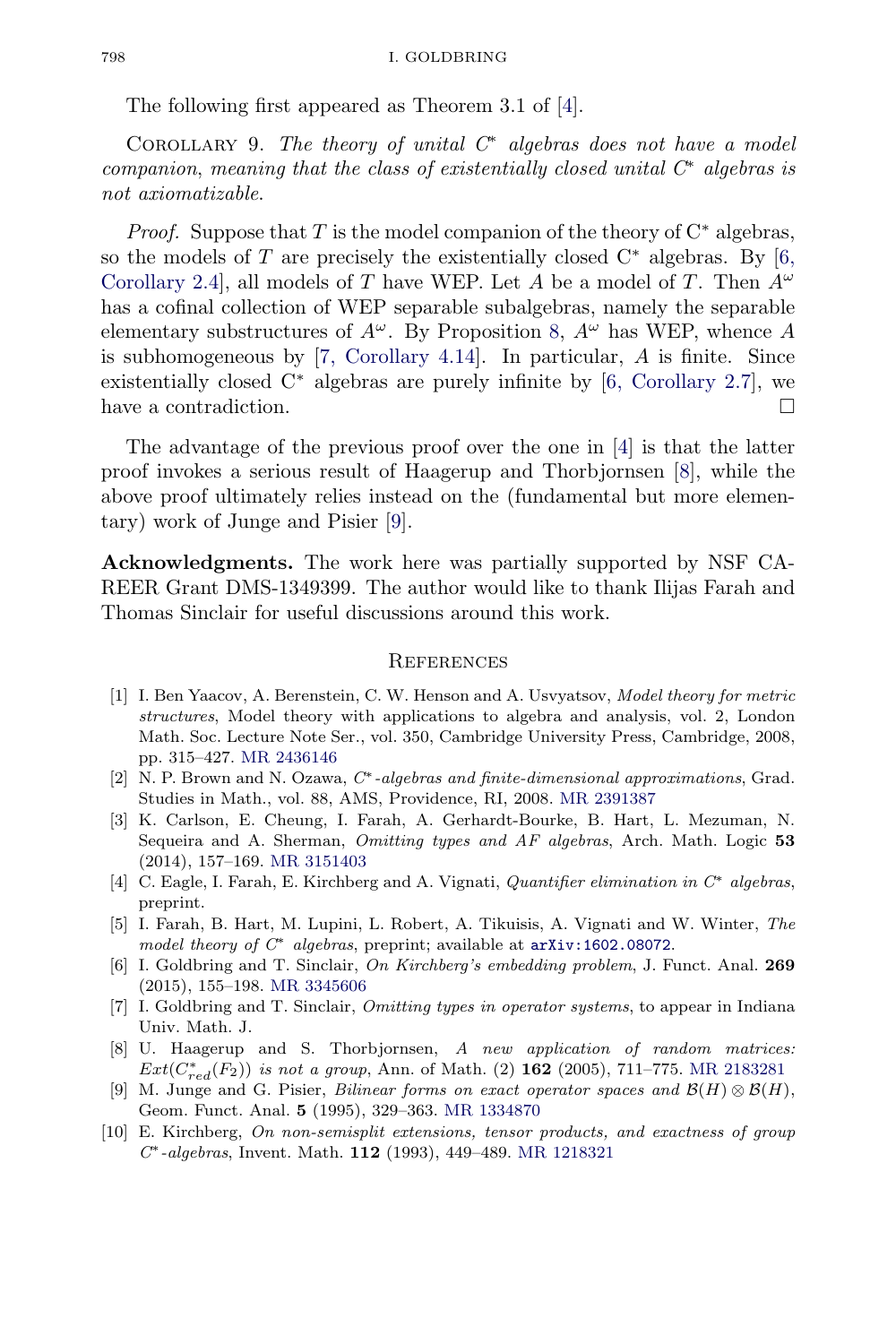The following first appeared as Theorem 3.1 of [4].

Corollary 9. *The theory of unital C\* algebras does not have a model companion, meaning that the class of existentially closed unital C\* algebras is not axiomatizable.*

*Proof.* Suppose that $T$ is the model companion of the theory of C$^*$ algebras, so the models of $T$ are precisely the existentially closed C$^*$ algebras. By [6, Corollary 2.4], all models of $T$ have WEP. Let $A$ be a model of $T$. Then $A^\omega$ has a cofinal collection of WEP separable subalgebras, namely the separable elementary substructures of $A^\omega$. By Proposition 8, $A^\omega$ has WEP, whence $A$ is subhomogeneous by [7, Corollary 4.14]. In particular, $A$ is finite. Since existentially closed C$^*$ algebras are purely infinite by [6, Corollary 2.7], we have a contradiction. $\square$

The advantage of the previous proof over the one in [4] is that the latter proof invokes a serious result of Haagerup and Thorbjornsen [8], while the above proof ultimately relies instead on the (fundamental but more elementary) work of Junge and Pisier [9].

**Acknowledgments.** The work here was partially supported by NSF CAREER Grant DMS-1349399. The author would like to thank Ilijas Farah and Thomas Sinclair for useful discussions around this work.

## References

[1] I. Ben Yaacov, A. Berenstein, C. W. Henson and A. Usvyatsov, *Model theory for metric structures*, Model theory with applications to algebra and analysis, vol. 2, London Math. Soc. Lecture Note Ser., vol. 350, Cambridge University Press, Cambridge, 2008, pp. 315–427. MR 2436146

[2] N. P. Brown and N. Ozawa, *C\*-algebras and finite-dimensional approximations*, Grad. Studies in Math., vol. 88, AMS, Providence, RI, 2008. MR 2391387

[3] K. Carlson, E. Cheung, I. Farah, A. Gerhardt-Bourke, B. Hart, L. Mezuman, N. Sequeira and A. Sherman, *Omitting types and AF algebras*, Arch. Math. Logic **53** (2014), 157–169. MR 3151403

[4] C. Eagle, I. Farah, E. Kirchberg and A. Vignati, *Quantifier elimination in C\* algebras*, preprint.

[5] I. Farah, B. Hart, M. Lupini, L. Robert, A. Tikuisis, A. Vignati and W. Winter, *The model theory of C\* algebras*, preprint; available at arXiv:1602.08072.

[6] I. Goldbring and T. Sinclair, *On Kirchberg's embedding problem*, J. Funct. Anal. **269** (2015), 155–198. MR 3345606

[7] I. Goldbring and T. Sinclair, *Omitting types in operator systems*, to appear in Indiana Univ. Math. J.

[8] U. Haagerup and S. Thorbjornsen, *A new application of random matrices: $Ext(C^*_{red}(F_2))$ is not a group*, Ann. of Math. (2) **162** (2005), 711–775. MR 2183281

[9] M. Junge and G. Pisier, *Bilinear forms on exact operator spaces and $\mathcal{B}(H) \otimes \mathcal{B}(H)$*, Geom. Funct. Anal. **5** (1995), 329–363. MR 1334870

[10] E. Kirchberg, *On non-semisplit extensions, tensor products, and exactness of group C\*-algebras*, Invent. Math. **112** (1993), 449–489. MR 1218321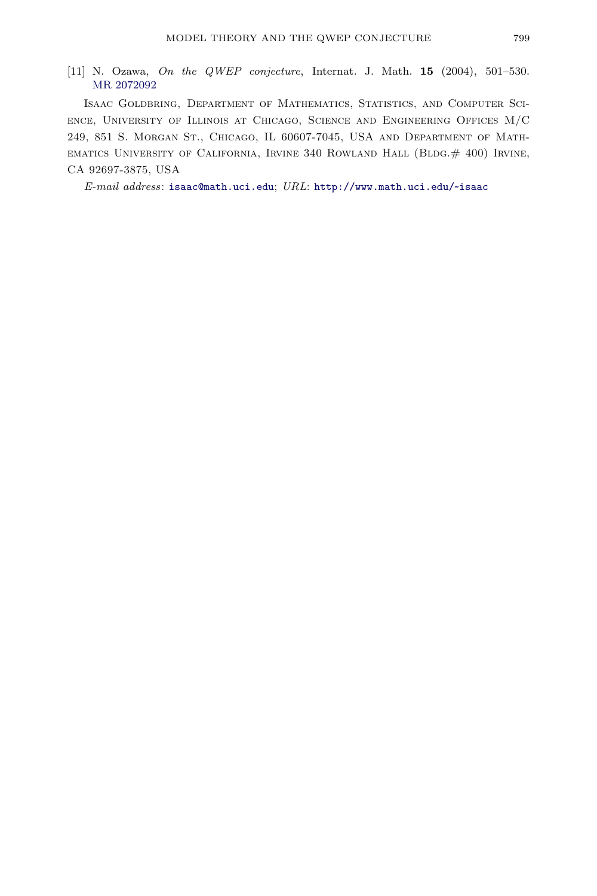[11] N. Ozawa, *On the QWEP conjecture*, Internat. J. Math. **15** (2004), 501–530. MR 2072092

Isaac Goldbring, Department of Mathematics, Statistics, and Computer Science, University of Illinois at Chicago, Science and Engineering Offices M/C 249, 851 S. Morgan St., Chicago, IL 60607-7045, USA and Department of Mathematics University of California, Irvine 340 Rowland Hall (Bldg.# 400) Irvine, CA 92697-3875, USA

*E-mail address*: isaac@math.uci.edu; *URL*: http://www.math.uci.edu/~isaac